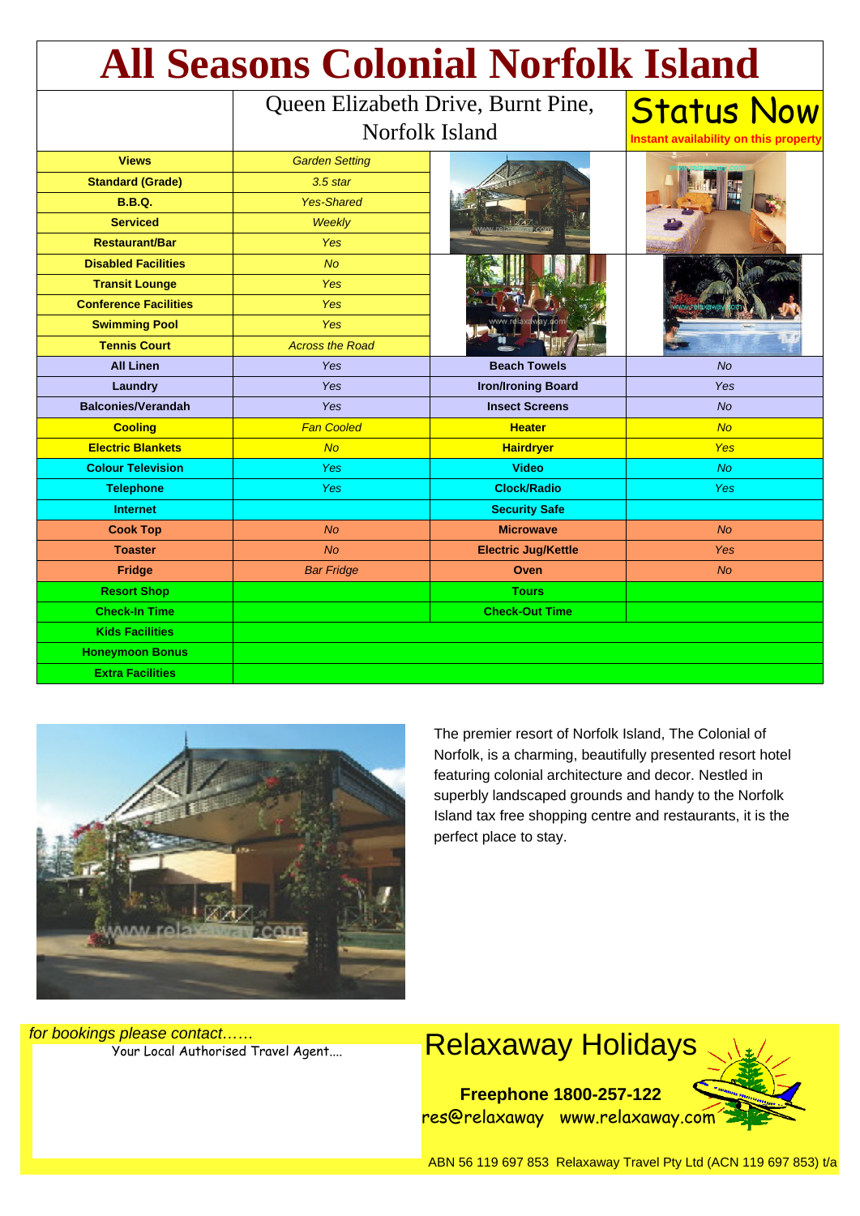# All Seasons Colonial Norfolk Island

Queen Elizabeth Drive, Burnt Pine, Norfolk Island

**Status Now**
Instant availability on this property

| Feature | Value | Feature | Value |
|---|---|---|---|
| **Views** | *Garden Setting* | | |
| **Standard (Grade)** | *3.5 star* | | |
| **B.B.Q.** | *Yes-Shared* | | |
| **Serviced** | *Weekly* | | |
| **Restaurant/Bar** | *Yes* | | |
| **Disabled Facilities** | *No* | | |
| **Transit Lounge** | *Yes* | | |
| **Conference Facilities** | *Yes* | | |
| **Swimming Pool** | *Yes* | | |
| **Tennis Court** | *Across the Road* | | |
| **All Linen** | *Yes* | **Beach Towels** | *No* |
| **Laundry** | *Yes* | **Iron/Ironing Board** | *Yes* |
| **Balconies/Verandah** | *Yes* | **Insect Screens** | *No* |
| **Cooling** | *Fan Cooled* | **Heater** | *No* |
| **Electric Blankets** | *No* | **Hairdryer** | *Yes* |
| **Colour Television** | *Yes* | **Video** | *No* |
| **Telephone** | *Yes* | **Clock/Radio** | *Yes* |
| **Internet** | | **Security Safe** | |
| **Cook Top** | *No* | **Microwave** | *No* |
| **Toaster** | *No* | **Electric Jug/Kettle** | *Yes* |
| **Fridge** | *Bar Fridge* | **Oven** | *No* |
| **Resort Shop** | | **Tours** | |
| **Check-In Time** | | **Check-Out Time** | |
| **Kids Facilities** | | | |
| **Honeymoon Bonus** | | | |
| **Extra Facilities** | | | |

The premier resort of Norfolk Island, The Colonial of Norfolk, is a charming, beautifully presented resort hotel featuring colonial architecture and decor. Nestled in superbly landscaped grounds and handy to the Norfolk Island tax free shopping centre and restaurants, it is the perfect place to stay.

*for bookings please contact……*

Your Local Authorised Travel Agent....

## Relaxaway Holidays

**Freephone 1800-257-122**

res@relaxaway www.relaxaway.com

ABN 56 119 697 853 Relaxaway Travel Pty Ltd (ACN 119 697 853) t/a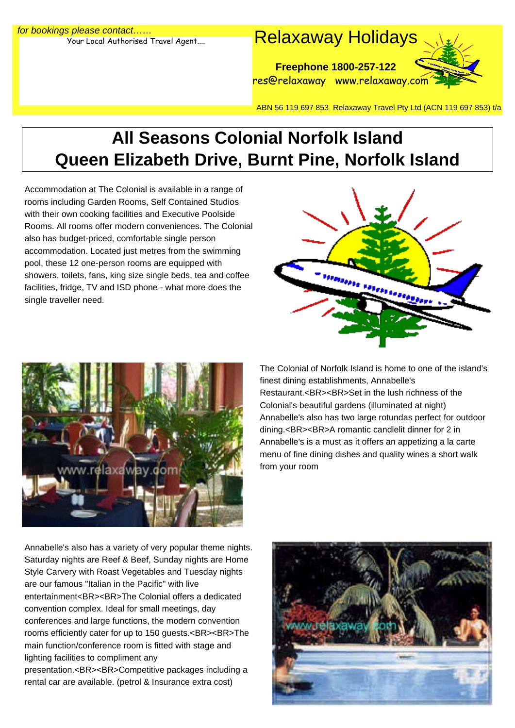*for bookings please contact……*

Your Local Authorised Travel Agent....

Relaxaway Holidays

**Freephone 1800-257-122**

res@relaxaway www.relaxaway.com

ABN 56 119 697 853 Relaxaway Travel Pty Ltd (ACN 119 697 853) t/a

# All Seasons Colonial Norfolk Island
# Queen Elizabeth Drive, Burnt Pine, Norfolk Island

Accommodation at The Colonial is available in a range of rooms including Garden Rooms, Self Contained Studios with their own cooking facilities and Executive Poolside Rooms. All rooms offer modern conveniences. The Colonial also has budget-priced, comfortable single person accommodation. Located just metres from the swimming pool, these 12 one-person rooms are equipped with showers, toilets, fans, king size single beds, tea and coffee facilities, fridge, TV and ISD phone - what more does the single traveller need.

The Colonial of Norfolk Island is home to one of the island's finest dining establishments, Annabelle's Restaurant.<BR><BR>Set in the lush richness of the Colonial's beautiful gardens (illuminated at night) Annabelle's also has two large rotundas perfect for outdoor dining.<BR><BR>A romantic candlelit dinner for 2 in Annabelle's is a must as it offers an appetizing a la carte menu of fine dining dishes and quality wines a short walk from your room

Annabelle's also has a variety of very popular theme nights. Saturday nights are Reef & Beef, Sunday nights are Home Style Carvery with Roast Vegetables and Tuesday nights are our famous "Italian in the Pacific" with live entertainment<BR><BR>The Colonial offers a dedicated convention complex. Ideal for small meetings, day conferences and large functions, the modern convention rooms efficiently cater for up to 150 guests.<BR><BR>The main function/conference room is fitted with stage and lighting facilities to compliment any presentation.<BR><BR>Competitive packages including a rental car are available. (petrol & Insurance extra cost)